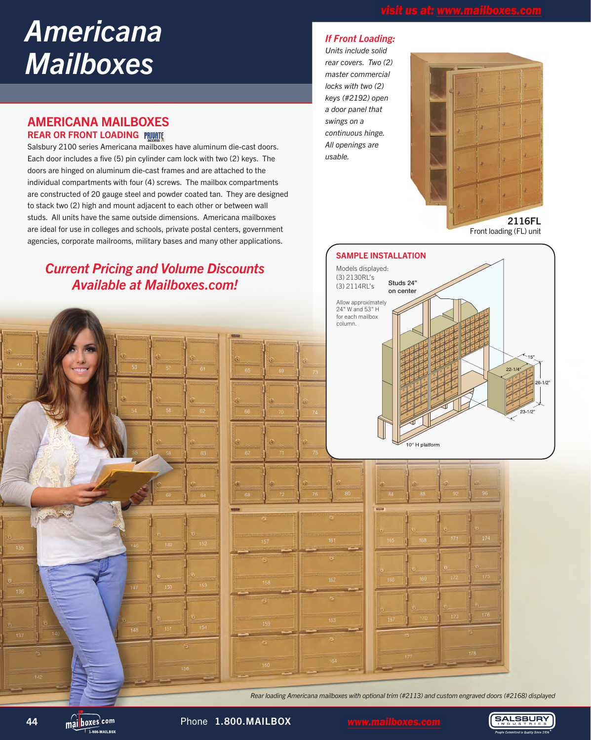# Americana Mailboxes

## AMERICANA MAILBOXES

### REAR OR FRONT LOADING

Salsbury 2100 series Americana mailboxes have aluminum die-cast doors. Each door includes a five (5) pin cylinder cam lock with two (2) keys. The doors are hinged on aluminum die-cast frames and are attached to the individual compartments with four (4) screws. The mailbox compartments are constructed of 20 gauge steel and powder coated tan. They are designed to stack two (2) high and mount adjacent to each other or between wall studs. All units have the same outside dimensions. Americana mailboxes are ideal for use in colleges and schools, private postal centers, government agencies, corporate mailrooms, military bases and many other applications.

***Current Pricing and Volume Discounts Available at Mailboxes.com!***

***If Front Loading:***

*Units include solid rear covers. Two (2) master commercial locks with two (2) keys (#2192) open a door panel that swings on a continuous hinge. All openings are usable.*

**2116FL**
Front loading (FL) unit

**SAMPLE INSTALLATION**

Models displayed:
(3) 2130RL's
(3) 2114RL's

Studs 24" on center

Allow approximately 24" W and 53" H for each mailbox column.

15"
22-1/4"
26-1/2"
23-1/2"

10" H platform

*Rear loading Americana mailboxes with optional trim (#2113) and custom engraved doors (#2168) displayed*

Phone 1.800.MAILBOX www.mailboxes.com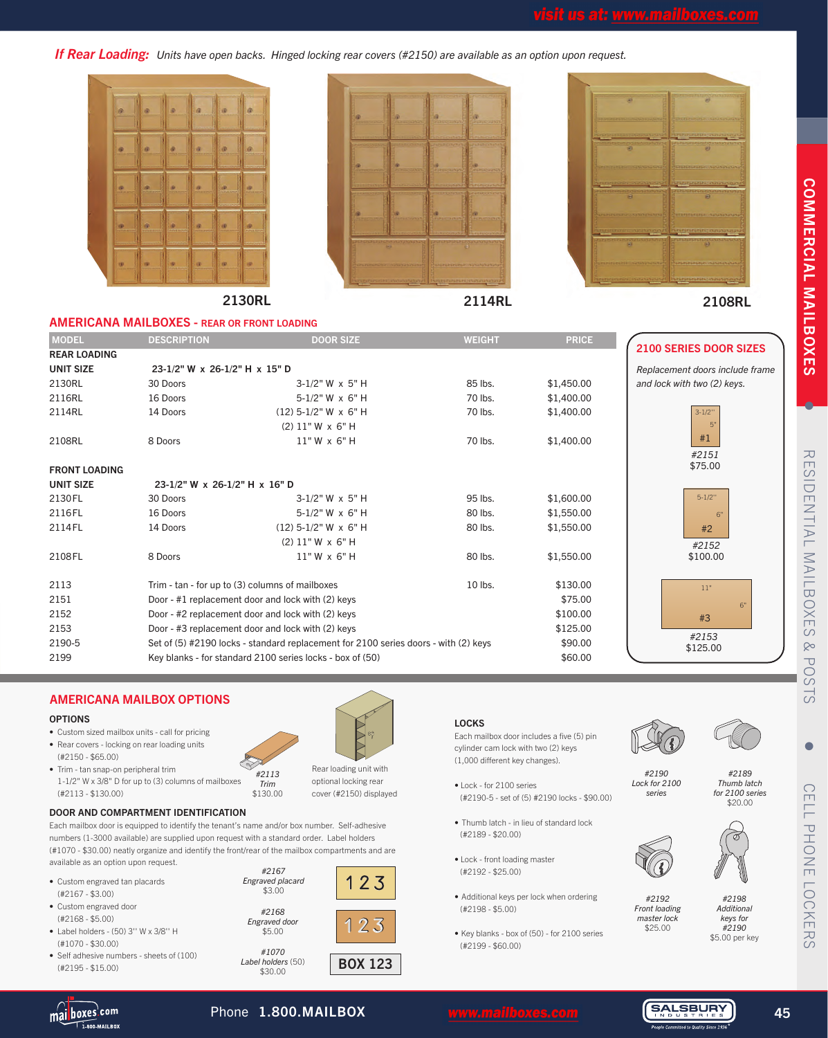*If Rear Loading:* *Units have open backs. Hinged locking rear covers (#2150) are available as an option upon request.*

2130RL

2114RL

2108RL

## AMERICANA MAILBOXES - REAR OR FRONT LOADING

| MODEL | DESCRIPTION | DOOR SIZE | WEIGHT | PRICE |
|---|---|---|---|---|
| **REAR LOADING** | | | | |
| **UNIT SIZE** | **23-1/2" W x 26-1/2" H x 15" D** | | | |
| 2130RL | 30 Doors | 3-1/2" W x 5" H | 85 lbs. | $1,450.00 |
| 2116RL | 16 Doors | 5-1/2" W x 6" H | 70 lbs. | $1,400.00 |
| 2114RL | 14 Doors | (12) 5-1/2" W x 6" H<br>(2) 11" W x 6" H | 70 lbs. | $1,400.00 |
| 2108RL | 8 Doors | 11" W x 6" H | 70 lbs. | $1,400.00 |
| **FRONT LOADING** | | | | |
| **UNIT SIZE** | **23-1/2" W x 26-1/2" H x 16" D** | | | |
| 2130FL | 30 Doors | 3-1/2" W x 5" H | 95 lbs. | $1,600.00 |
| 2116FL | 16 Doors | 5-1/2" W x 6" H | 80 lbs. | $1,550.00 |
| 2114FL | 14 Doors | (12) 5-1/2" W x 6" H<br>(2) 11" W x 6" H | 80 lbs. | $1,550.00 |
| 2108FL | 8 Doors | 11" W x 6" H | 80 lbs. | $1,550.00 |
| 2113 | Trim - tan - for up to (3) columns of mailboxes | | 10 lbs. | $130.00 |
| 2151 | Door - #1 replacement door and lock with (2) keys | | | $75.00 |
| 2152 | Door - #2 replacement door and lock with (2) keys | | | $100.00 |
| 2153 | Door - #3 replacement door and lock with (2) keys | | | $125.00 |
| 2190-5 | Set of (5) #2190 locks - standard replacement for 2100 series doors - with (2) keys | | | $90.00 |
| 2199 | Key blanks - for standard 2100 series locks - box of (50) | | | $60.00 |

### 2100 SERIES DOOR SIZES

*Replacement doors include frame and lock with two (2) keys.*

3-1/2" x 5" — #1 — *#2151* $75.00

5-1/2" x 6" — #2 — *#2152* $100.00

11" x 6" — #3 — *#2153* $125.00

## AMERICANA MAILBOX OPTIONS

### OPTIONS

- Custom sized mailbox units - call for pricing
- Rear covers - locking on rear loading units (#2150 - $65.00)
- Trim - tan snap-on peripheral trim 1-1/2" W x 3/8" D for up to (3) columns of mailboxes (#2113 - $130.00)

*#2113 Trim* $130.00

Rear loading unit with optional locking rear cover (#2150) displayed

### DOOR AND COMPARTMENT IDENTIFICATION

Each mailbox door is equipped to identify the tenant's name and/or box number. Self-adhesive numbers (1-3000 available) are supplied upon request with a standard order. Label holders (#1070 - $30.00) neatly organize and identify the front/rear of the mailbox compartments and are available as an option upon request.

- Custom engraved tan placards (#2167 - $3.00)
- Custom engraved door (#2168 - $5.00)
- Label holders - (50) 3" W x 3/8" H (#1070 - $30.00)
- Self adhesive numbers - sheets of (100) (#2195 - $15.00)

*#2167 Engraved placard* $3.00 — 123

*#2168 Engraved door* $5.00 — 123

*#1070 Label holders* (50) $30.00 — BOX 123

### LOCKS

Each mailbox door includes a five (5) pin cylinder cam lock with two (2) keys (1,000 different key changes).

- Lock - for 2100 series (#2190-5 - set of (5) #2190 locks - $90.00)
- Thumb latch - in lieu of standard lock (#2189 - $20.00)
- Lock - front loading master (#2192 - $25.00)
- Additional keys per lock when ordering (#2198 - $5.00)
- Key blanks - box of (50) - for 2100 series (#2199 - $60.00)

*#2190 Lock for 2100 series*

*#2189 Thumb latch for 2100 series* $20.00

*#2192 Front loading master lock* $25.00

*#2198 Additional keys for #2190* $5.00 per key